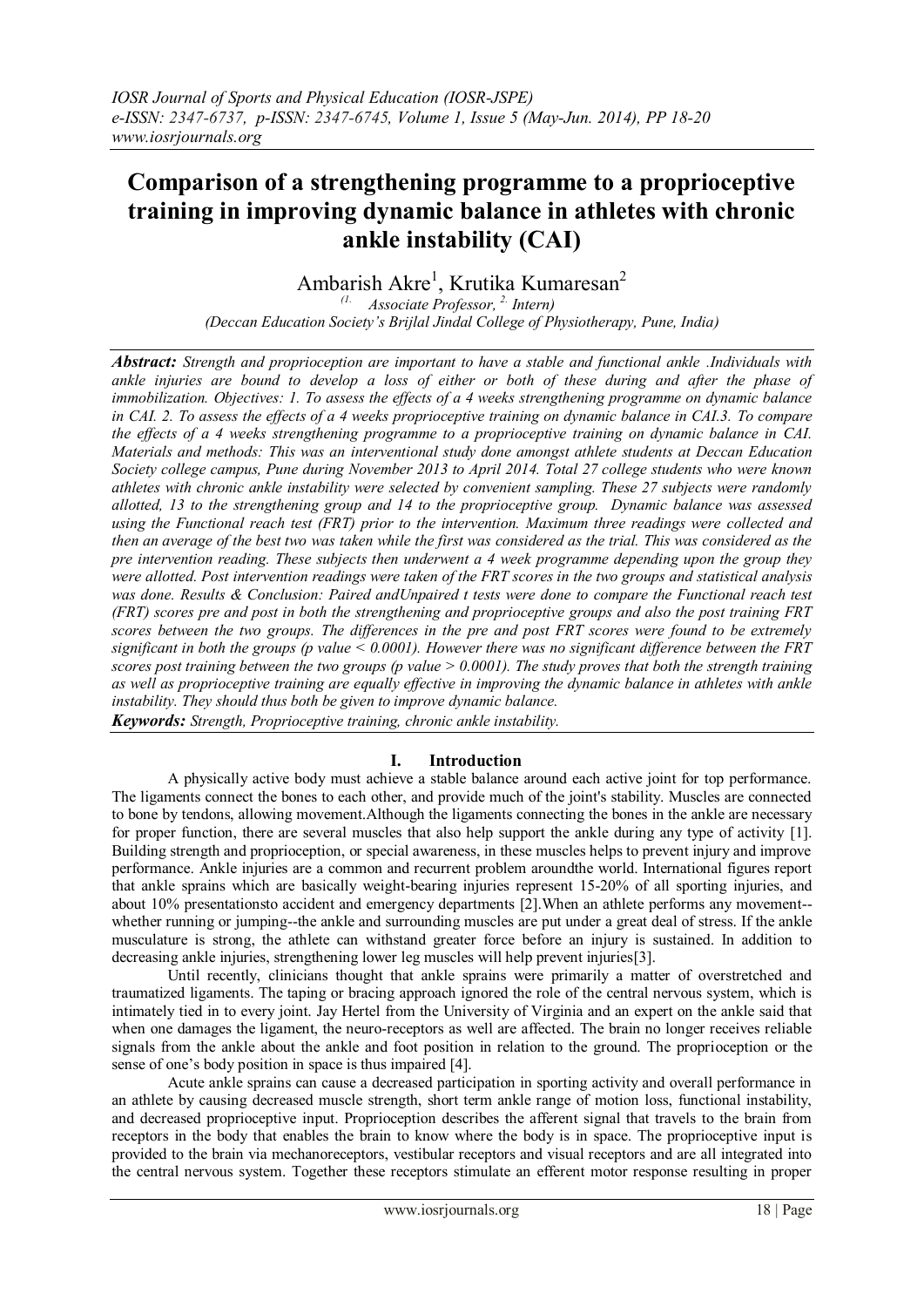# Comparison of a strengthening programme to a proprioceptive training in improving dynamic balance in athletes with chronic ankle instability (CAI)

Ambarish Akre[1], Krutika Kumaresan[2]

*(1. Associate Professor, 2. Intern)*

*(Deccan Education Society's Brijlal Jindal College of Physiotherapy, Pune, India)*

***Abstract:*** *Strength and proprioception are important to have a stable and functional ankle .Individuals with ankle injuries are bound to develop a loss of either or both of these during and after the phase of immobilization. Objectives: 1. To assess the effects of a 4 weeks strengthening programme on dynamic balance in CAI. 2. To assess the effects of a 4 weeks proprioceptive training on dynamic balance in CAI.3. To compare the effects of a 4 weeks strengthening programme to a proprioceptive training on dynamic balance in CAI. Materials and methods: This was an interventional study done amongst athlete students at Deccan Education Society college campus, Pune during November 2013 to April 2014. Total 27 college students who were known athletes with chronic ankle instability were selected by convenient sampling. These 27 subjects were randomly allotted, 13 to the strengthening group and 14 to the proprioceptive group. Dynamic balance was assessed using the Functional reach test (FRT) prior to the intervention. Maximum three readings were collected and then an average of the best two was taken while the first was considered as the trial. This was considered as the pre intervention reading. These subjects then underwent a 4 week programme depending upon the group they were allotted. Post intervention readings were taken of the FRT scores in the two groups and statistical analysis was done. Results & Conclusion: Paired andUnpaired t tests were done to compare the Functional reach test (FRT) scores pre and post in both the strengthening and proprioceptive groups and also the post training FRT scores between the two groups. The differences in the pre and post FRT scores were found to be extremely significant in both the groups (p value < 0.0001). However there was no significant difference between the FRT scores post training between the two groups (p value > 0.0001). The study proves that both the strength training as well as proprioceptive training are equally effective in improving the dynamic balance in athletes with ankle instability. They should thus both be given to improve dynamic balance.*

***Keywords:*** *Strength, Proprioceptive training, chronic ankle instability.*

## I. Introduction

A physically active body must achieve a stable balance around each active joint for top performance. The ligaments connect the bones to each other, and provide much of the joint's stability. Muscles are connected to bone by tendons, allowing movement.Although the ligaments connecting the bones in the ankle are necessary for proper function, there are several muscles that also help support the ankle during any type of activity [1]. Building strength and proprioception, or special awareness, in these muscles helps to prevent injury and improve performance. Ankle injuries are a common and recurrent problem aroundthe world. International figures report that ankle sprains which are basically weight-bearing injuries represent 15-20% of all sporting injuries, and about 10% presentationsto accident and emergency departments [2].When an athlete performs any movement--whether running or jumping--the ankle and surrounding muscles are put under a great deal of stress. If the ankle musculature is strong, the athlete can withstand greater force before an injury is sustained. In addition to decreasing ankle injuries, strengthening lower leg muscles will help prevent injuries[3].

Until recently, clinicians thought that ankle sprains were primarily a matter of overstretched and traumatized ligaments. The taping or bracing approach ignored the role of the central nervous system, which is intimately tied in to every joint. Jay Hertel from the University of Virginia and an expert on the ankle said that when one damages the ligament, the neuro-receptors as well are affected. The brain no longer receives reliable signals from the ankle about the ankle and foot position in relation to the ground. The proprioception or the sense of one's body position in space is thus impaired [4].

Acute ankle sprains can cause a decreased participation in sporting activity and overall performance in an athlete by causing decreased muscle strength, short term ankle range of motion loss, functional instability, and decreased proprioceptive input. Proprioception describes the afferent signal that travels to the brain from receptors in the body that enables the brain to know where the body is in space. The proprioceptive input is provided to the brain via mechanoreceptors, vestibular receptors and visual receptors and are all integrated into the central nervous system. Together these receptors stimulate an efferent motor response resulting in proper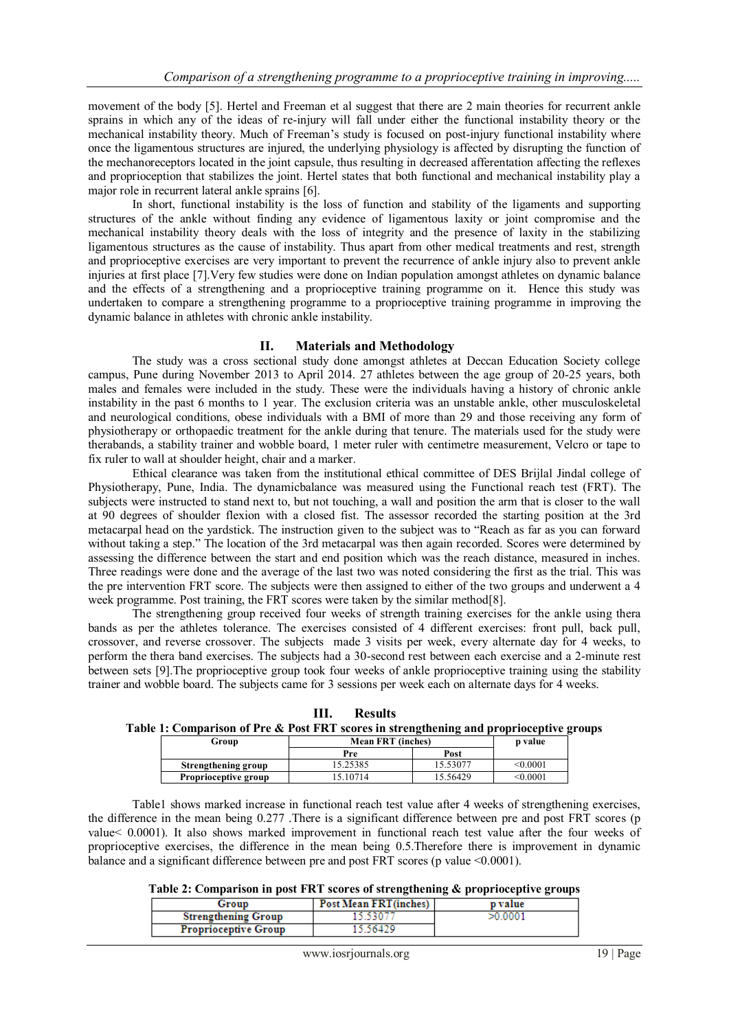movement of the body [5]. Hertel and Freeman et al suggest that there are 2 main theories for recurrent ankle sprains in which any of the ideas of re-injury will fall under either the functional instability theory or the mechanical instability theory. Much of Freeman's study is focused on post-injury functional instability where once the ligamentous structures are injured, the underlying physiology is affected by disrupting the function of the mechanoreceptors located in the joint capsule, thus resulting in decreased afferentation affecting the reflexes and proprioception that stabilizes the joint. Hertel states that both functional and mechanical instability play a major role in recurrent lateral ankle sprains [6].

In short, functional instability is the loss of function and stability of the ligaments and supporting structures of the ankle without finding any evidence of ligamentous laxity or joint compromise and the mechanical instability theory deals with the loss of integrity and the presence of laxity in the stabilizing ligamentous structures as the cause of instability. Thus apart from other medical treatments and rest, strength and proprioceptive exercises are very important to prevent the recurrence of ankle injury also to prevent ankle injuries at first place [7].Very few studies were done on Indian population amongst athletes on dynamic balance and the effects of a strengthening and a proprioceptive training programme on it. Hence this study was undertaken to compare a strengthening programme to a proprioceptive training programme in improving the dynamic balance in athletes with chronic ankle instability.

## II. Materials and Methodology

The study was a cross sectional study done amongst athletes at Deccan Education Society college campus, Pune during November 2013 to April 2014. 27 athletes between the age group of 20-25 years, both males and females were included in the study. These were the individuals having a history of chronic ankle instability in the past 6 months to 1 year. The exclusion criteria was an unstable ankle, other musculoskeletal and neurological conditions, obese individuals with a BMI of more than 29 and those receiving any form of physiotherapy or orthopaedic treatment for the ankle during that tenure. The materials used for the study were therabands, a stability trainer and wobble board, 1 meter ruler with centimetre measurement, Velcro or tape to fix ruler to wall at shoulder height, chair and a marker.

Ethical clearance was taken from the institutional ethical committee of DES Brijlal Jindal college of Physiotherapy, Pune, India. The dynamicbalance was measured using the Functional reach test (FRT). The subjects were instructed to stand next to, but not touching, a wall and position the arm that is closer to the wall at 90 degrees of shoulder flexion with a closed fist. The assessor recorded the starting position at the 3rd metacarpal head on the yardstick. The instruction given to the subject was to "Reach as far as you can forward without taking a step." The location of the 3rd metacarpal was then again recorded. Scores were determined by assessing the difference between the start and end position which was the reach distance, measured in inches. Three readings were done and the average of the last two was noted considering the first as the trial. This was the pre intervention FRT score. The subjects were then assigned to either of the two groups and underwent a 4 week programme. Post training, the FRT scores were taken by the similar method[8].

The strengthening group received four weeks of strength training exercises for the ankle using thera bands as per the athletes tolerance. The exercises consisted of 4 different exercises: front pull, back pull, crossover, and reverse crossover. The subjects made 3 visits per week, every alternate day for 4 weeks, to perform the thera band exercises. The subjects had a 30-second rest between each exercise and a 2-minute rest between sets [9].The proprioceptive group took four weeks of ankle proprioceptive training using the stability trainer and wobble board. The subjects came for 3 sessions per week each on alternate days for 4 weeks.

## III. Results

**Table 1: Comparison of Pre & Post FRT scores in strengthening and proprioceptive groups**

| Group | Mean FRT (inches) | | p value |
|---|---|---|---|
| | Pre | Post | |
| **Strengthening group** | 15.25385 | 15.53077 | <0.0001 |
| **Proprioceptive group** | 15.10714 | 15.56429 | <0.0001 |

Table1 shows marked increase in functional reach test value after 4 weeks of strengthening exercises, the difference in the mean being 0.277 .There is a significant difference between pre and post FRT scores (p value< 0.0001). It also shows marked improvement in functional reach test value after the four weeks of proprioceptive exercises, the difference in the mean being 0.5.Therefore there is improvement in dynamic balance and a significant difference between pre and post FRT scores (p value <0.0001).

**Table 2: Comparison in post FRT scores of strengthening & proprioceptive groups**

| Group | Post Mean FRT(inches) | p value |
|---|---|---|
| **Strengthening Group** | 15.53077 | >0.0001 |
| **Proprioceptive Group** | 15.56429 | |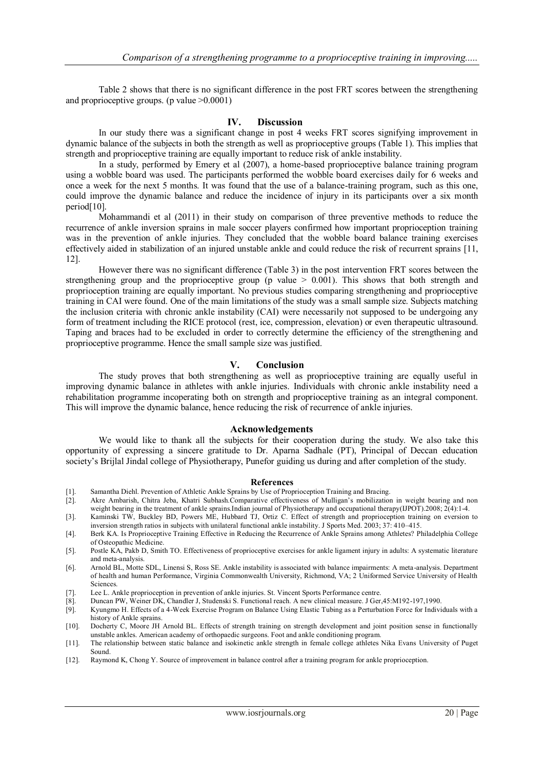Table 2 shows that there is no significant difference in the post FRT scores between the strengthening and proprioceptive groups. (p value >0.0001)

## IV. Discussion

In our study there was a significant change in post 4 weeks FRT scores signifying improvement in dynamic balance of the subjects in both the strength as well as proprioceptive groups (Table 1). This implies that strength and proprioceptive training are equally important to reduce risk of ankle instability.

In a study, performed by Emery et al (2007), a home-based proprioceptive balance training program using a wobble board was used. The participants performed the wobble board exercises daily for 6 weeks and once a week for the next 5 months. It was found that the use of a balance-training program, such as this one, could improve the dynamic balance and reduce the incidence of injury in its participants over a six month period[10].

Mohammandi et al (2011) in their study on comparison of three preventive methods to reduce the recurrence of ankle inversion sprains in male soccer players confirmed how important proprioception training was in the prevention of ankle injuries. They concluded that the wobble board balance training exercises effectively aided in stabilization of an injured unstable ankle and could reduce the risk of recurrent sprains [11, 12].

However there was no significant difference (Table 3) in the post intervention FRT scores between the strengthening group and the proprioceptive group (p value > 0.001). This shows that both strength and proprioception training are equally important. No previous studies comparing strengthening and proprioceptive training in CAI were found. One of the main limitations of the study was a small sample size. Subjects matching the inclusion criteria with chronic ankle instability (CAI) were necessarily not supposed to be undergoing any form of treatment including the RICE protocol (rest, ice, compression, elevation) or even therapeutic ultrasound. Taping and braces had to be excluded in order to correctly determine the efficiency of the strengthening and proprioceptive programme. Hence the small sample size was justified.

## V. Conclusion

The study proves that both strengthening as well as proprioceptive training are equally useful in improving dynamic balance in athletes with ankle injuries. Individuals with chronic ankle instability need a rehabilitation programme incoperating both on strength and proprioceptive training as an integral component. This will improve the dynamic balance, hence reducing the risk of recurrence of ankle injuries.

## Acknowledgements

We would like to thank all the subjects for their cooperation during the study. We also take this opportunity of expressing a sincere gratitude to Dr. Aparna Sadhale (PT), Principal of Deccan education society's Brijlal Jindal college of Physiotherapy, Punefor guiding us during and after completion of the study.

## References

[1]. Samantha Diehl. Prevention of Athletic Ankle Sprains by Use of Proprioception Training and Bracing.

[2]. Akre Ambarish, Chitra Jeba, Khatri Subhash.Comparative effectiveness of Mulligan's mobilization in weight bearing and non weight bearing in the treatment of ankle sprains.Indian journal of Physiotherapy and occupational therapy(IJPOT).2008; 2(4):1-4.

[3]. Kaminski TW, Buckley BD, Powers ME, Hubbard TJ, Ortiz C. Effect of strength and proprioception training on eversion to inversion strength ratios in subjects with unilateral functional ankle instability. J Sports Med. 2003; 37: 410–415.

[4]. Berk KA. Is Proprioceptive Training Effective in Reducing the Recurrence of Ankle Sprains among Athletes? Philadelphia College of Osteopathic Medicine.

[5]. Postle KA, Pakb D, Smith TO. Effectiveness of proprioceptive exercises for ankle ligament injury in adults: A systematic literature and meta-analysis.

[6]. Arnold BL, Motte SDL, Linensi S, Ross SE. Ankle instability is associated with balance impairments: A meta-analysis. Department of health and human Performance, Virginia Commonwealth University, Richmond, VA; 2 Uniformed Service University of Health Sciences.

[7]. Lee L. Ankle proprioception in prevention of ankle injuries. St. Vincent Sports Performance centre.

[8]. Duncan PW, Weiner DK, Chandler J, Studenski S. Functional reach. A new clinical measure. J Ger,45:M192-197,1990.

[9]. Kyungmo H. Effects of a 4-Week Exercise Program on Balance Using Elastic Tubing as a Perturbation Force for Individuals with a history of Ankle sprains.

[10]. Docherty C, Moore JH Arnold BL. Effects of strength training on strength development and joint position sense in functionally unstable ankles. American academy of orthopaedic surgeons. Foot and ankle conditioning program.

[11]. The relationship between static balance and isokinetic ankle strength in female college athletes Nika Evans University of Puget Sound.

[12]. Raymond K, Chong Y. Source of improvement in balance control after a training program for ankle proprioception.